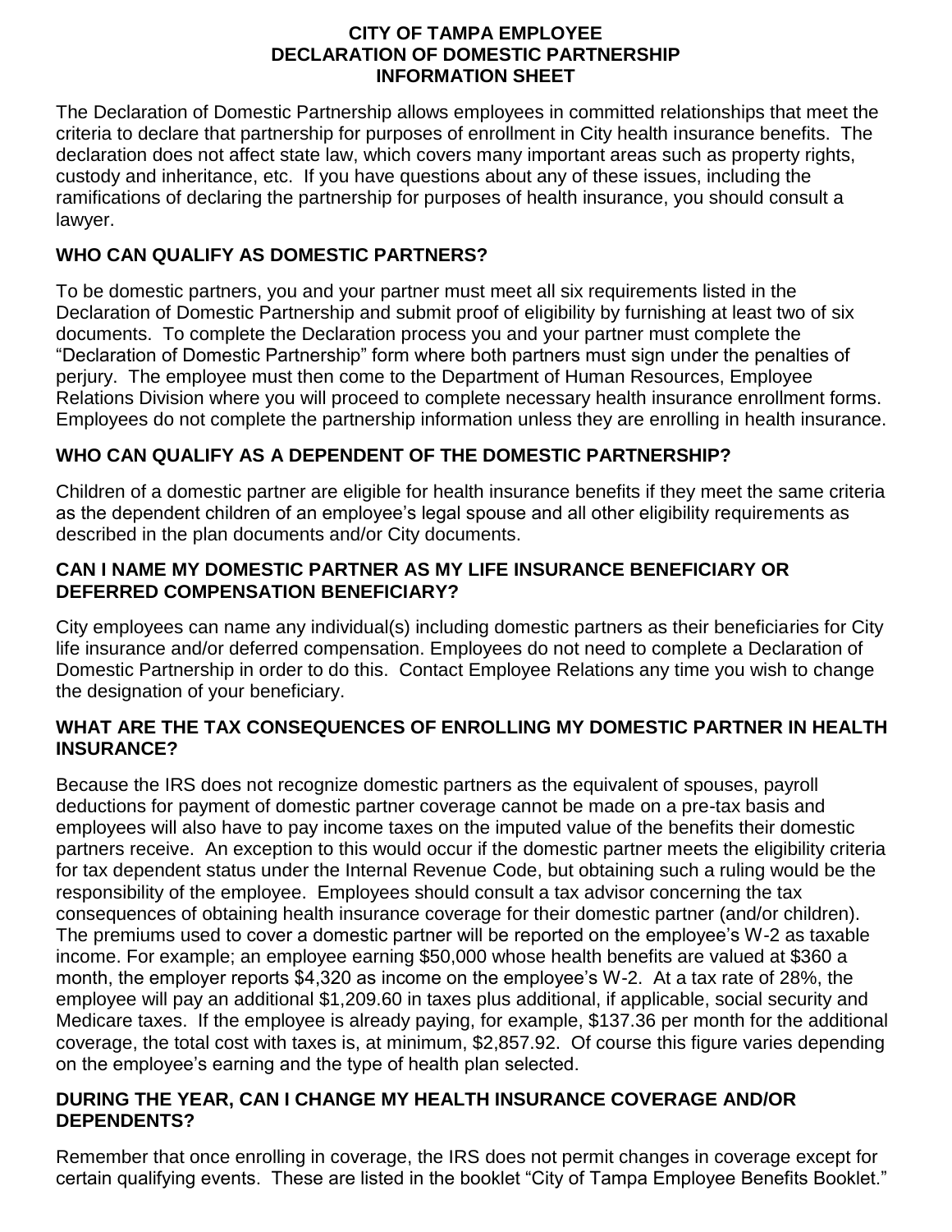# CITY OF TAMPA EMPLOYEE
# DECLARATION OF DOMESTIC PARTNERSHIP
# INFORMATION SHEET

The Declaration of Domestic Partnership allows employees in committed relationships that meet the criteria to declare that partnership for purposes of enrollment in City health insurance benefits. The declaration does not affect state law, which covers many important areas such as property rights, custody and inheritance, etc. If you have questions about any of these issues, including the ramifications of declaring the partnership for purposes of health insurance, you should consult a lawyer.

## WHO CAN QUALIFY AS DOMESTIC PARTNERS?

To be domestic partners, you and your partner must meet all six requirements listed in the Declaration of Domestic Partnership and submit proof of eligibility by furnishing at least two of six documents. To complete the Declaration process you and your partner must complete the "Declaration of Domestic Partnership" form where both partners must sign under the penalties of perjury. The employee must then come to the Department of Human Resources, Employee Relations Division where you will proceed to complete necessary health insurance enrollment forms. Employees do not complete the partnership information unless they are enrolling in health insurance.

## WHO CAN QUALIFY AS A DEPENDENT OF THE DOMESTIC PARTNERSHIP?

Children of a domestic partner are eligible for health insurance benefits if they meet the same criteria as the dependent children of an employee's legal spouse and all other eligibility requirements as described in the plan documents and/or City documents.

## CAN I NAME MY DOMESTIC PARTNER AS MY LIFE INSURANCE BENEFICIARY OR DEFERRED COMPENSATION BENEFICIARY?

City employees can name any individual(s) including domestic partners as their beneficiaries for City life insurance and/or deferred compensation. Employees do not need to complete a Declaration of Domestic Partnership in order to do this. Contact Employee Relations any time you wish to change the designation of your beneficiary.

## WHAT ARE THE TAX CONSEQUENCES OF ENROLLING MY DOMESTIC PARTNER IN HEALTH INSURANCE?

Because the IRS does not recognize domestic partners as the equivalent of spouses, payroll deductions for payment of domestic partner coverage cannot be made on a pre-tax basis and employees will also have to pay income taxes on the imputed value of the benefits their domestic partners receive. An exception to this would occur if the domestic partner meets the eligibility criteria for tax dependent status under the Internal Revenue Code, but obtaining such a ruling would be the responsibility of the employee. Employees should consult a tax advisor concerning the tax consequences of obtaining health insurance coverage for their domestic partner (and/or children). The premiums used to cover a domestic partner will be reported on the employee's W-2 as taxable income. For example; an employee earning $50,000 whose health benefits are valued at $360 a month, the employer reports $4,320 as income on the employee's W-2. At a tax rate of 28%, the employee will pay an additional $1,209.60 in taxes plus additional, if applicable, social security and Medicare taxes. If the employee is already paying, for example, $137.36 per month for the additional coverage, the total cost with taxes is, at minimum, $2,857.92. Of course this figure varies depending on the employee's earning and the type of health plan selected.

## DURING THE YEAR, CAN I CHANGE MY HEALTH INSURANCE COVERAGE AND/OR DEPENDENTS?

Remember that once enrolling in coverage, the IRS does not permit changes in coverage except for certain qualifying events. These are listed in the booklet "City of Tampa Employee Benefits Booklet."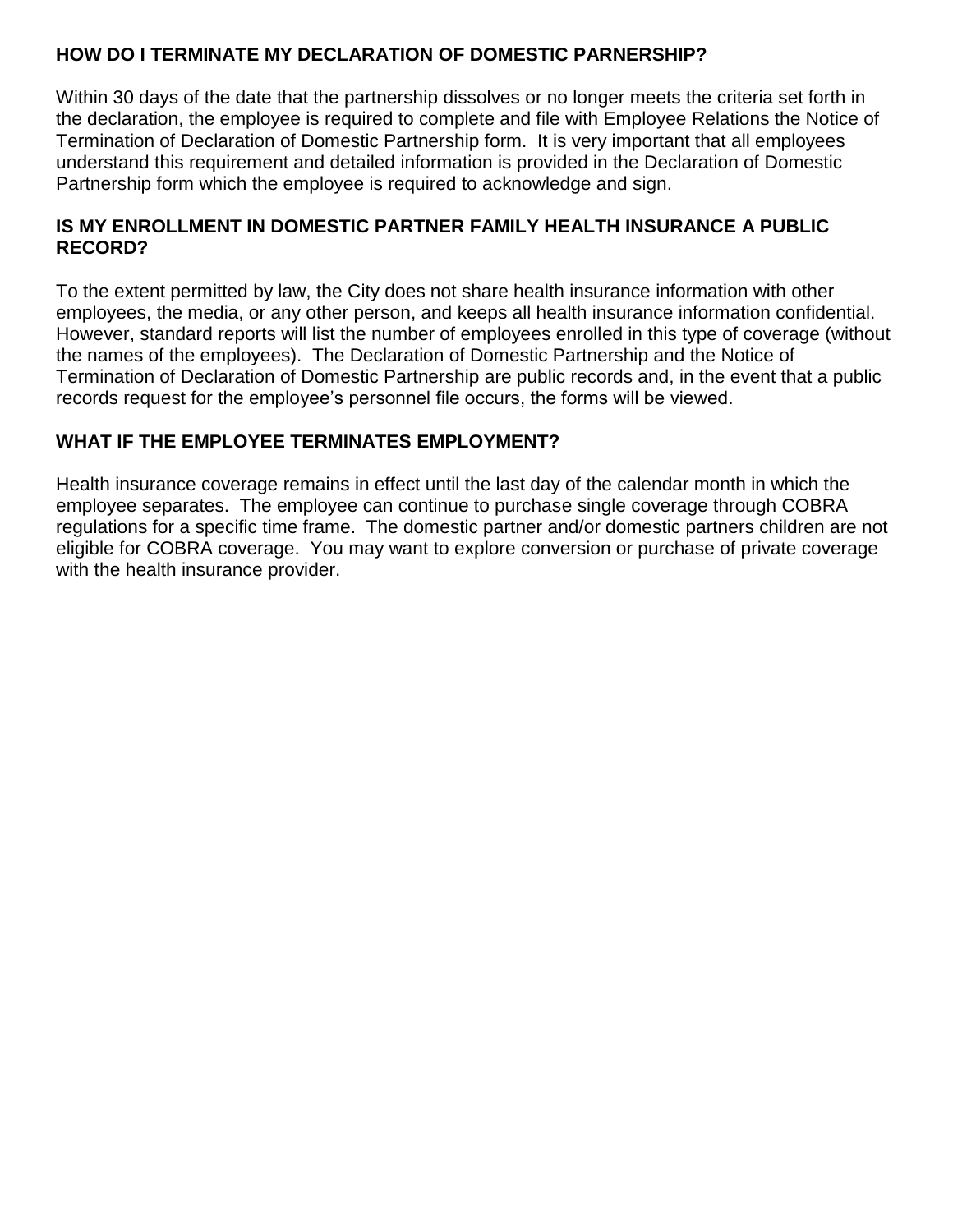## HOW DO I TERMINATE MY DECLARATION OF DOMESTIC PARNERSHIP?

Within 30 days of the date that the partnership dissolves or no longer meets the criteria set forth in the declaration, the employee is required to complete and file with Employee Relations the Notice of Termination of Declaration of Domestic Partnership form. It is very important that all employees understand this requirement and detailed information is provided in the Declaration of Domestic Partnership form which the employee is required to acknowledge and sign.

## IS MY ENROLLMENT IN DOMESTIC PARTNER FAMILY HEALTH INSURANCE A PUBLIC RECORD?

To the extent permitted by law, the City does not share health insurance information with other employees, the media, or any other person, and keeps all health insurance information confidential. However, standard reports will list the number of employees enrolled in this type of coverage (without the names of the employees). The Declaration of Domestic Partnership and the Notice of Termination of Declaration of Domestic Partnership are public records and, in the event that a public records request for the employee's personnel file occurs, the forms will be viewed.

## WHAT IF THE EMPLOYEE TERMINATES EMPLOYMENT?

Health insurance coverage remains in effect until the last day of the calendar month in which the employee separates. The employee can continue to purchase single coverage through COBRA regulations for a specific time frame. The domestic partner and/or domestic partners children are not eligible for COBRA coverage. You may want to explore conversion or purchase of private coverage with the health insurance provider.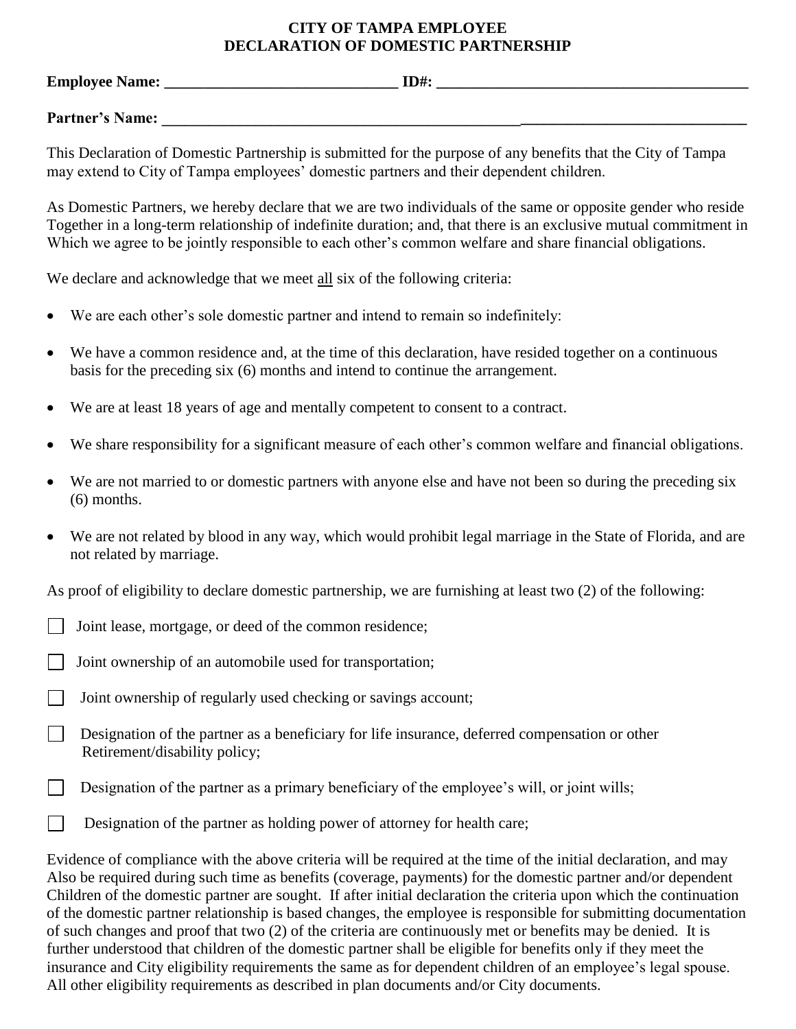# CITY OF TAMPA EMPLOYEE
# DECLARATION OF DOMESTIC PARTNERSHIP

**Employee Name: ______________________________ ID#: ________________________________________**

**Partner's Name: ____________________________________________________________________________**

This Declaration of Domestic Partnership is submitted for the purpose of any benefits that the City of Tampa may extend to City of Tampa employees' domestic partners and their dependent children.

As Domestic Partners, we hereby declare that we are two individuals of the same or opposite gender who reside Together in a long-term relationship of indefinite duration; and, that there is an exclusive mutual commitment in Which we agree to be jointly responsible to each other's common welfare and share financial obligations.

We declare and acknowledge that we meet all six of the following criteria:

- We are each other's sole domestic partner and intend to remain so indefinitely:
- We have a common residence and, at the time of this declaration, have resided together on a continuous basis for the preceding six (6) months and intend to continue the arrangement.
- We are at least 18 years of age and mentally competent to consent to a contract.
- We share responsibility for a significant measure of each other's common welfare and financial obligations.
- We are not married to or domestic partners with anyone else and have not been so during the preceding six (6) months.
- We are not related by blood in any way, which would prohibit legal marriage in the State of Florida, and are not related by marriage.

As proof of eligibility to declare domestic partnership, we are furnishing at least two (2) of the following:

- ☐ Joint lease, mortgage, or deed of the common residence;
- ☐ Joint ownership of an automobile used for transportation;
- ☐ Joint ownership of regularly used checking or savings account;
- ☐ Designation of the partner as a beneficiary for life insurance, deferred compensation or other Retirement/disability policy;
- ☐ Designation of the partner as a primary beneficiary of the employee's will, or joint wills;
- ☐ Designation of the partner as holding power of attorney for health care;

Evidence of compliance with the above criteria will be required at the time of the initial declaration, and may Also be required during such time as benefits (coverage, payments) for the domestic partner and/or dependent Children of the domestic partner are sought. If after initial declaration the criteria upon which the continuation of the domestic partner relationship is based changes, the employee is responsible for submitting documentation of such changes and proof that two (2) of the criteria are continuously met or benefits may be denied. It is further understood that children of the domestic partner shall be eligible for benefits only if they meet the insurance and City eligibility requirements the same as for dependent children of an employee's legal spouse. All other eligibility requirements as described in plan documents and/or City documents.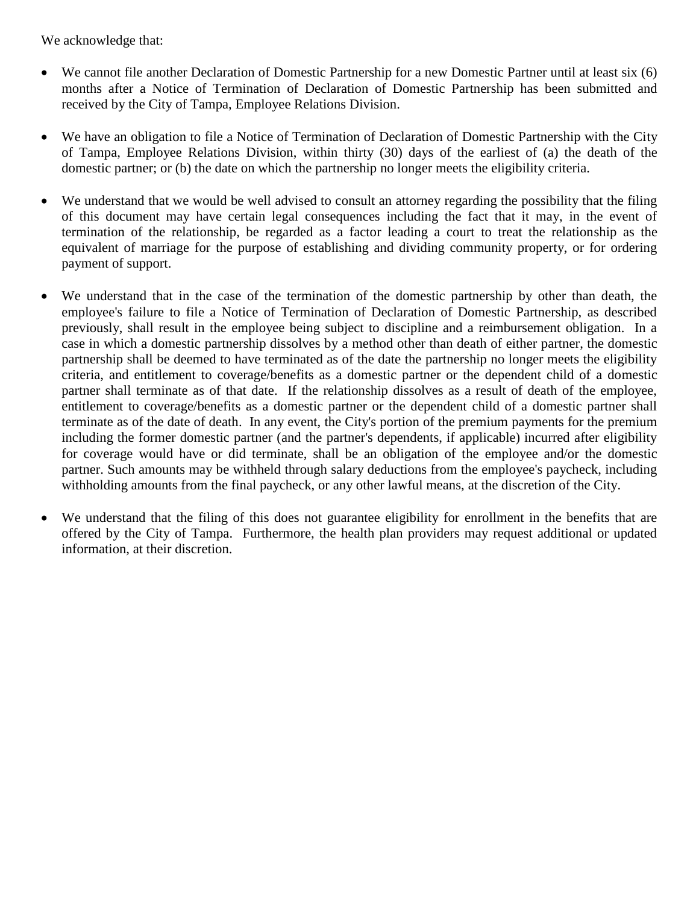We acknowledge that:

- We cannot file another Declaration of Domestic Partnership for a new Domestic Partner until at least six (6) months after a Notice of Termination of Declaration of Domestic Partnership has been submitted and received by the City of Tampa, Employee Relations Division.

- We have an obligation to file a Notice of Termination of Declaration of Domestic Partnership with the City of Tampa, Employee Relations Division, within thirty (30) days of the earliest of (a) the death of the domestic partner; or (b) the date on which the partnership no longer meets the eligibility criteria.

- We understand that we would be well advised to consult an attorney regarding the possibility that the filing of this document may have certain legal consequences including the fact that it may, in the event of termination of the relationship, be regarded as a factor leading a court to treat the relationship as the equivalent of marriage for the purpose of establishing and dividing community property, or for ordering payment of support.

- We understand that in the case of the termination of the domestic partnership by other than death, the employee's failure to file a Notice of Termination of Declaration of Domestic Partnership, as described previously, shall result in the employee being subject to discipline and a reimbursement obligation. In a case in which a domestic partnership dissolves by a method other than death of either partner, the domestic partnership shall be deemed to have terminated as of the date the partnership no longer meets the eligibility criteria, and entitlement to coverage/benefits as a domestic partner or the dependent child of a domestic partner shall terminate as of that date. If the relationship dissolves as a result of death of the employee, entitlement to coverage/benefits as a domestic partner or the dependent child of a domestic partner shall terminate as of the date of death. In any event, the City's portion of the premium payments for the premium including the former domestic partner (and the partner's dependents, if applicable) incurred after eligibility for coverage would have or did terminate, shall be an obligation of the employee and/or the domestic partner. Such amounts may be withheld through salary deductions from the employee's paycheck, including withholding amounts from the final paycheck, or any other lawful means, at the discretion of the City.

- We understand that the filing of this does not guarantee eligibility for enrollment in the benefits that are offered by the City of Tampa. Furthermore, the health plan providers may request additional or updated information, at their discretion.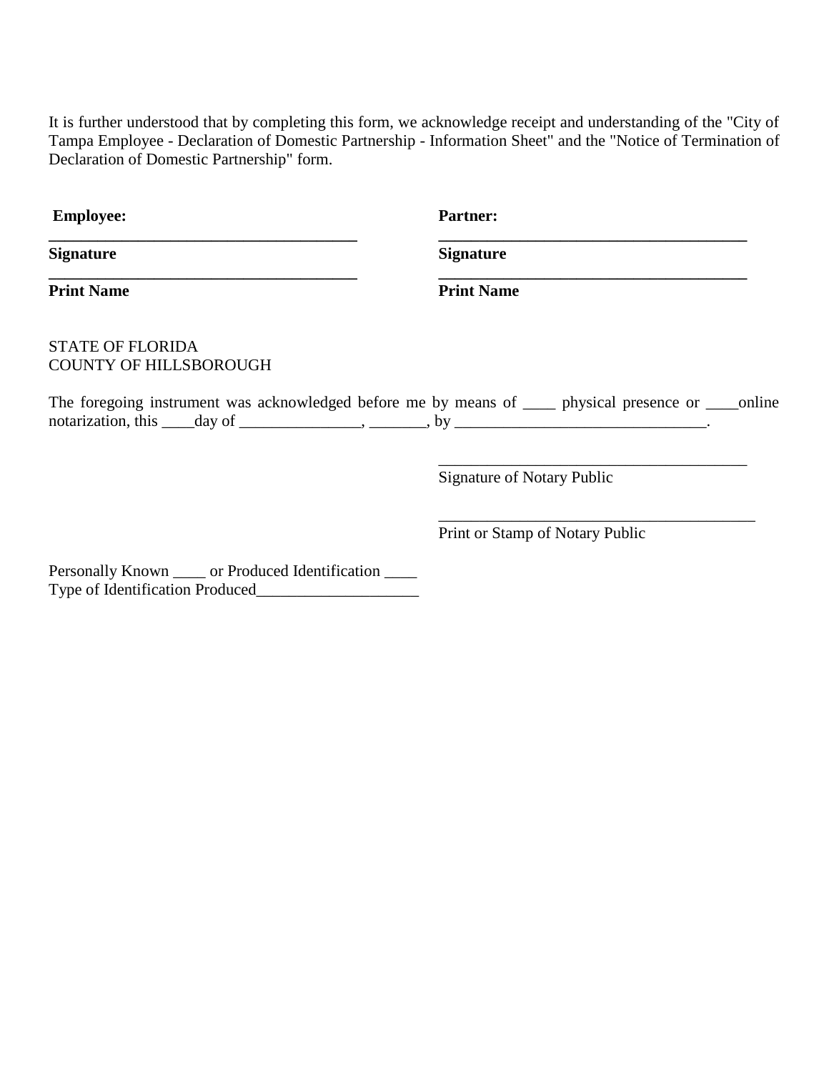It is further understood that by completing this form, we acknowledge receipt and understanding of the "City of Tampa Employee - Declaration of Domestic Partnership - Information Sheet" and the "Notice of Termination of Declaration of Domestic Partnership" form.

| **Employee:** | **Partner:** |
|---|---|
| ______________________________________ | ______________________________________ |
| **Signature** | **Signature** |
| ______________________________________ | ______________________________________ |
| **Print Name** | **Print Name** |

STATE OF FLORIDA
COUNTY OF HILLSBOROUGH

The foregoing instrument was acknowledged before me by means of ____ physical presence or ____online notarization, this ____day of _______________, _______, by _______________________________.

______________________________________
Signature of Notary Public

_______________________________________
Print or Stamp of Notary Public

Personally Known ____ or Produced Identification ____
Type of Identification Produced____________________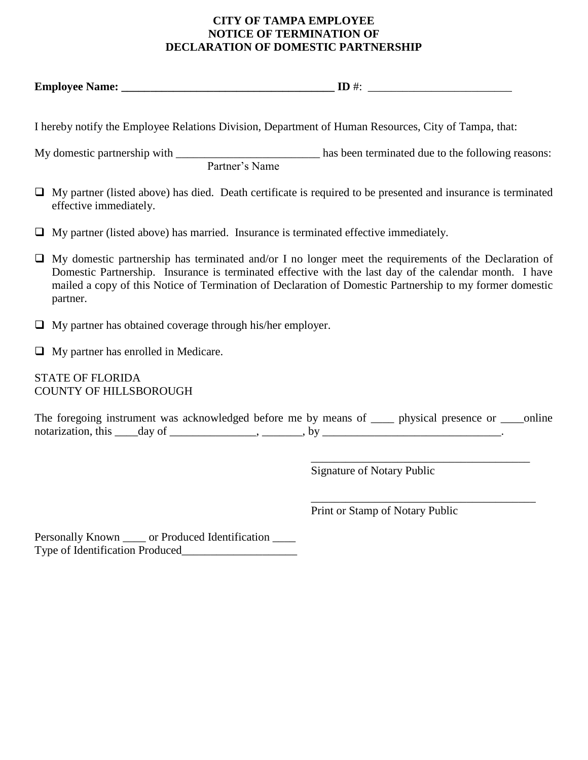# CITY OF TAMPA EMPLOYEE
# NOTICE OF TERMINATION OF
# DECLARATION OF DOMESTIC PARTNERSHIP

**Employee Name: _____________________________________ ID** #: _________________________

I hereby notify the Employee Relations Division, Department of Human Resources, City of Tampa, that:

My domestic partnership with _________________________ has been terminated due to the following reasons:
Partner's Name

- ❑ My partner (listed above) has died. Death certificate is required to be presented and insurance is terminated effective immediately.

- ❑ My partner (listed above) has married. Insurance is terminated effective immediately.

- ❑ My domestic partnership has terminated and/or I no longer meet the requirements of the Declaration of Domestic Partnership. Insurance is terminated effective with the last day of the calendar month. I have mailed a copy of this Notice of Termination of Declaration of Domestic Partnership to my former domestic partner.

- ❑ My partner has obtained coverage through his/her employer.

- ❑ My partner has enrolled in Medicare.

STATE OF FLORIDA
COUNTY OF HILLSBOROUGH

The foregoing instrument was acknowledged before me by means of ____ physical presence or ____online notarization, this ____day of _______________, _______, by _______________________________.

_______________________________________
Signature of Notary Public

_______________________________________
Print or Stamp of Notary Public

Personally Known ____ or Produced Identification ____
Type of Identification Produced____________________